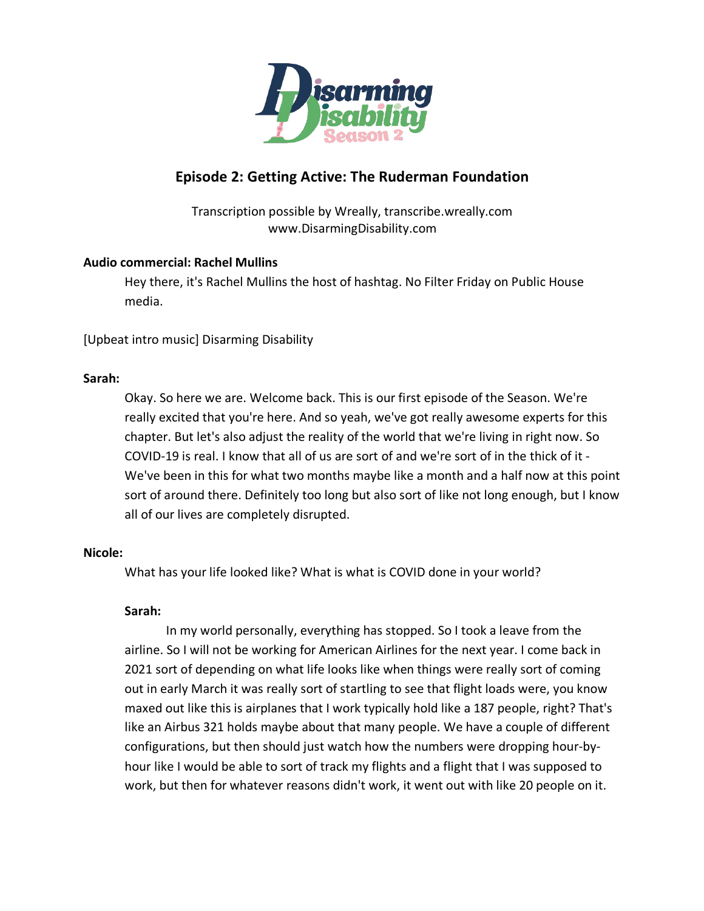# Episode 2: Getting Active: The Ruderman Foundation

Transcription possible by Wreally, transcribe.wreally.com
www.DisarmingDisability.com

**Audio commercial: Rachel Mullins**

Hey there, it's Rachel Mullins the host of hashtag. No Filter Friday on Public House media.

[Upbeat intro music] Disarming Disability

**Sarah:**

Okay. So here we are. Welcome back. This is our first episode of the Season. We're really excited that you're here. And so yeah, we've got really awesome experts for this chapter. But let's also adjust the reality of the world that we're living in right now. So COVID-19 is real. I know that all of us are sort of and we're sort of in the thick of it - We've been in this for what two months maybe like a month and a half now at this point sort of around there. Definitely too long but also sort of like not long enough, but I know all of our lives are completely disrupted.

**Nicole:**

What has your life looked like? What is what is COVID done in your world?

**Sarah:**

In my world personally, everything has stopped. So I took a leave from the airline. So I will not be working for American Airlines for the next year. I come back in 2021 sort of depending on what life looks like when things were really sort of coming out in early March it was really sort of startling to see that flight loads were, you know maxed out like this is airplanes that I work typically hold like a 187 people, right? That's like an Airbus 321 holds maybe about that many people. We have a couple of different configurations, but then should just watch how the numbers were dropping hour-by-hour like I would be able to sort of track my flights and a flight that I was supposed to work, but then for whatever reasons didn't work, it went out with like 20 people on it.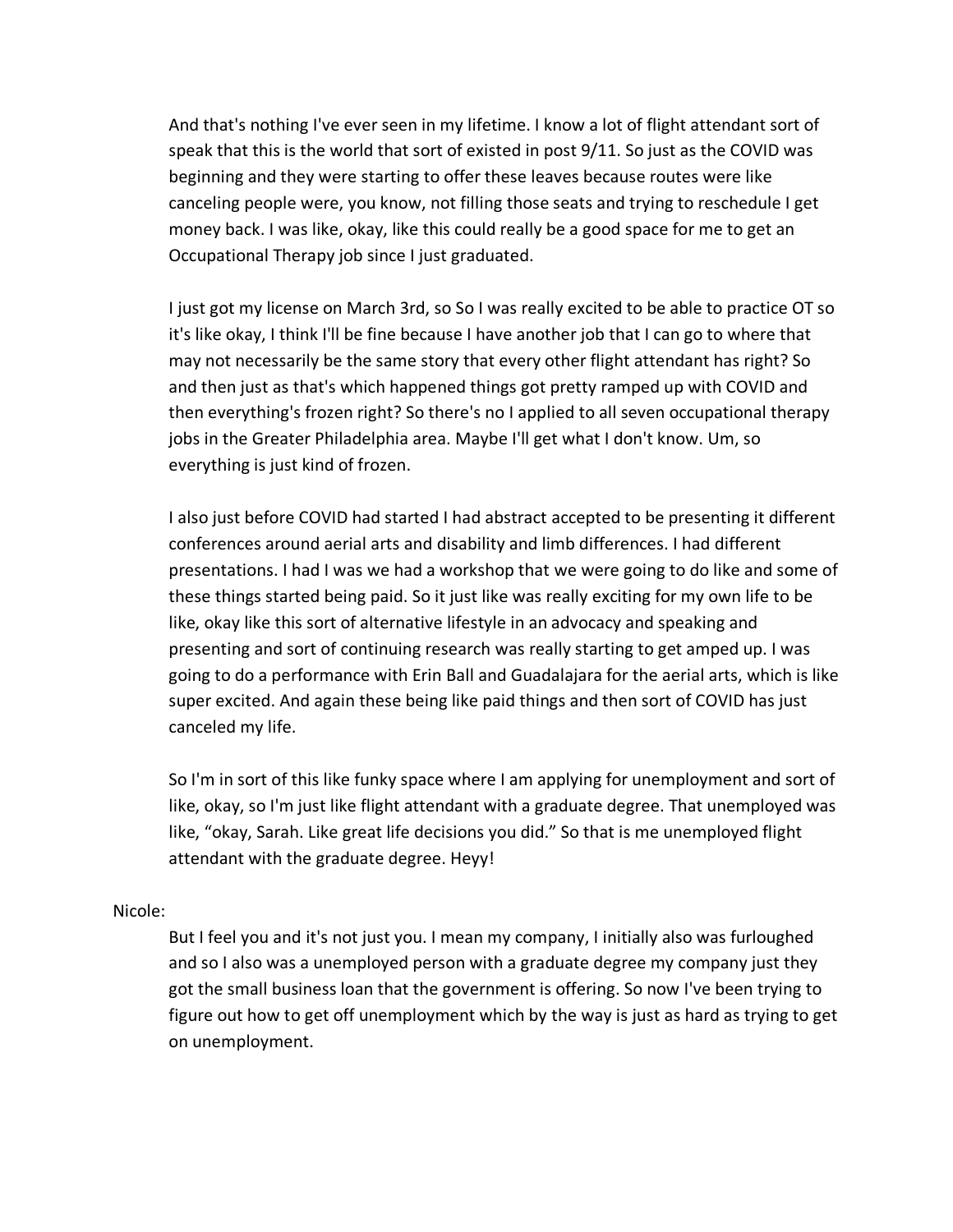And that's nothing I've ever seen in my lifetime. I know a lot of flight attendant sort of speak that this is the world that sort of existed in post 9/11. So just as the COVID was beginning and they were starting to offer these leaves because routes were like canceling people were, you know, not filling those seats and trying to reschedule I get money back. I was like, okay, like this could really be a good space for me to get an Occupational Therapy job since I just graduated.

I just got my license on March 3rd, so So I was really excited to be able to practice OT so it's like okay, I think I'll be fine because I have another job that I can go to where that may not necessarily be the same story that every other flight attendant has right? So and then just as that's which happened things got pretty ramped up with COVID and then everything's frozen right? So there's no I applied to all seven occupational therapy jobs in the Greater Philadelphia area. Maybe I'll get what I don't know. Um, so everything is just kind of frozen.

I also just before COVID had started I had abstract accepted to be presenting it different conferences around aerial arts and disability and limb differences. I had different presentations. I had I was we had a workshop that we were going to do like and some of these things started being paid. So it just like was really exciting for my own life to be like, okay like this sort of alternative lifestyle in an advocacy and speaking and presenting and sort of continuing research was really starting to get amped up. I was going to do a performance with Erin Ball and Guadalajara for the aerial arts, which is like super excited. And again these being like paid things and then sort of COVID has just canceled my life.

So I'm in sort of this like funky space where I am applying for unemployment and sort of like, okay, so I'm just like flight attendant with a graduate degree. That unemployed was like, "okay, Sarah. Like great life decisions you did." So that is me unemployed flight attendant with the graduate degree. Heyy!

Nicole:

But I feel you and it's not just you. I mean my company, I initially also was furloughed and so I also was a unemployed person with a graduate degree my company just they got the small business loan that the government is offering. So now I've been trying to figure out how to get off unemployment which by the way is just as hard as trying to get on unemployment.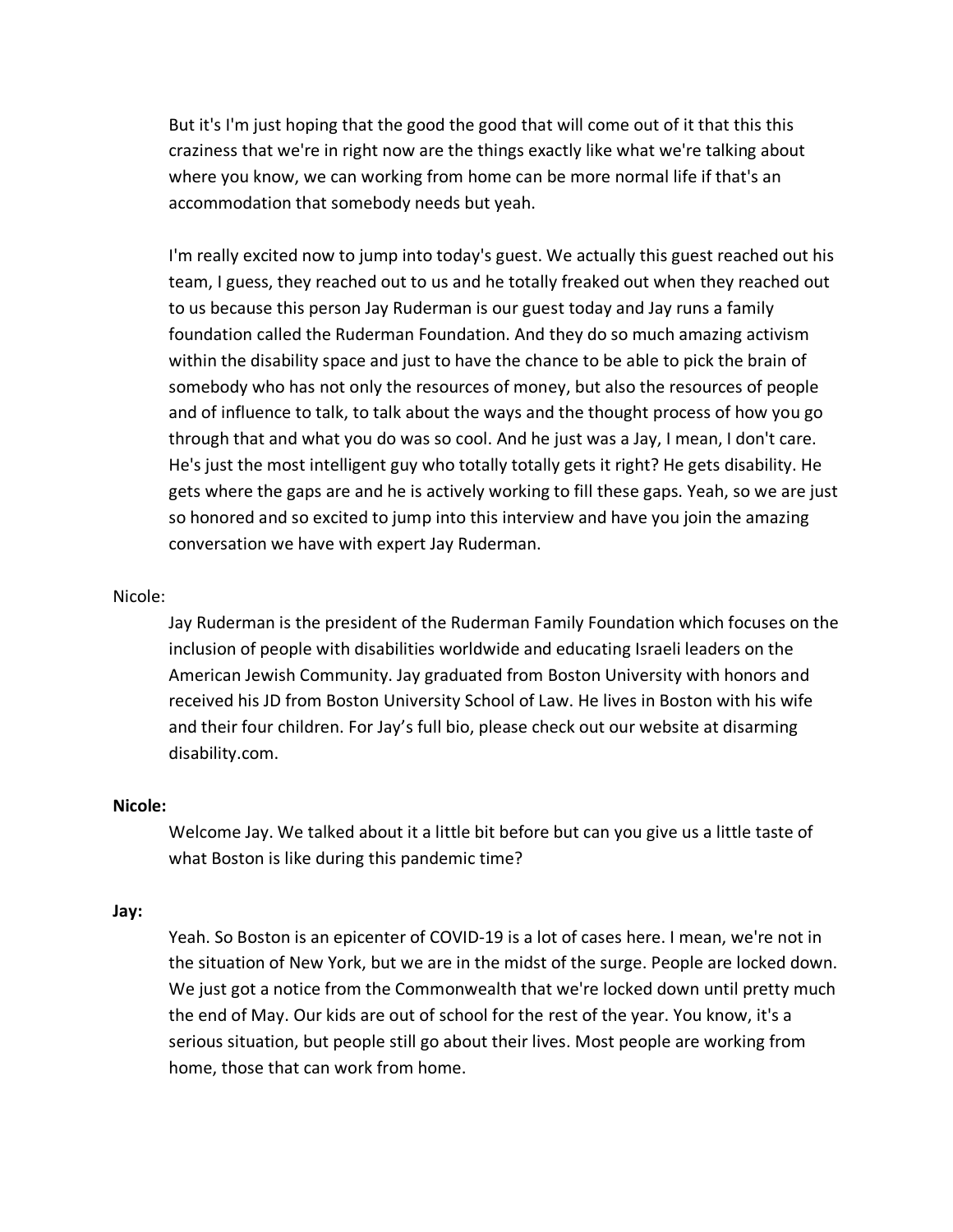But it's I'm just hoping that the good the good that will come out of it that this this craziness that we're in right now are the things exactly like what we're talking about where you know, we can working from home can be more normal life if that's an accommodation that somebody needs but yeah.

I'm really excited now to jump into today's guest. We actually this guest reached out his team, I guess, they reached out to us and he totally freaked out when they reached out to us because this person Jay Ruderman is our guest today and Jay runs a family foundation called the Ruderman Foundation. And they do so much amazing activism within the disability space and just to have the chance to be able to pick the brain of somebody who has not only the resources of money, but also the resources of people and of influence to talk, to talk about the ways and the thought process of how you go through that and what you do was so cool. And he just was a Jay, I mean, I don't care. He's just the most intelligent guy who totally totally gets it right? He gets disability. He gets where the gaps are and he is actively working to fill these gaps. Yeah, so we are just so honored and so excited to jump into this interview and have you join the amazing conversation we have with expert Jay Ruderman.

Nicole:

Jay Ruderman is the president of the Ruderman Family Foundation which focuses on the inclusion of people with disabilities worldwide and educating Israeli leaders on the American Jewish Community. Jay graduated from Boston University with honors and received his JD from Boston University School of Law. He lives in Boston with his wife and their four children. For Jay's full bio, please check out our website at disarming disability.com.

**Nicole:**

Welcome Jay. We talked about it a little bit before but can you give us a little taste of what Boston is like during this pandemic time?

**Jay:**

Yeah. So Boston is an epicenter of COVID-19 is a lot of cases here. I mean, we're not in the situation of New York, but we are in the midst of the surge. People are locked down. We just got a notice from the Commonwealth that we're locked down until pretty much the end of May. Our kids are out of school for the rest of the year. You know, it's a serious situation, but people still go about their lives. Most people are working from home, those that can work from home.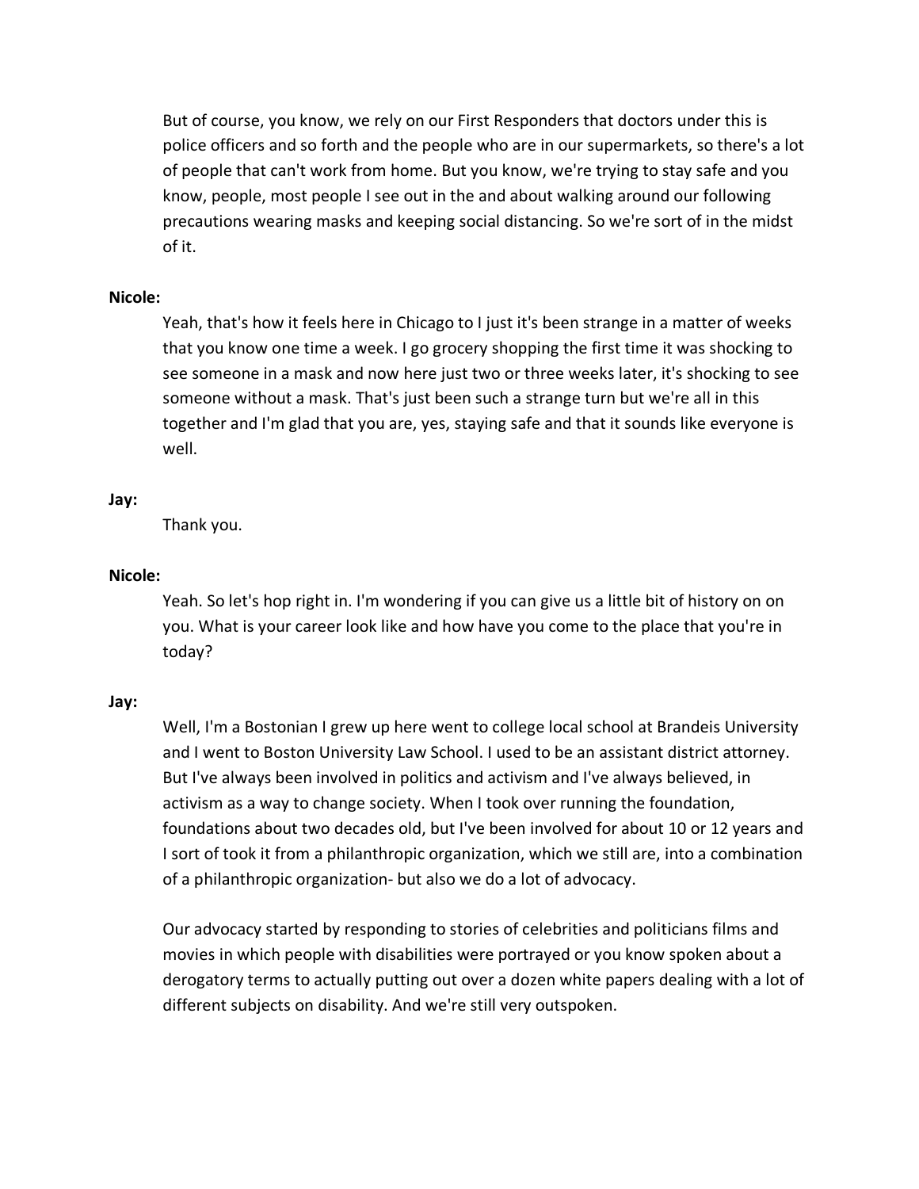But of course, you know, we rely on our First Responders that doctors under this is police officers and so forth and the people who are in our supermarkets, so there's a lot of people that can't work from home. But you know, we're trying to stay safe and you know, people, most people I see out in the and about walking around our following precautions wearing masks and keeping social distancing. So we're sort of in the midst of it.

**Nicole:**

Yeah, that's how it feels here in Chicago to I just it's been strange in a matter of weeks that you know one time a week. I go grocery shopping the first time it was shocking to see someone in a mask and now here just two or three weeks later, it's shocking to see someone without a mask. That's just been such a strange turn but we're all in this together and I'm glad that you are, yes, staying safe and that it sounds like everyone is well.

**Jay:**

Thank you.

**Nicole:**

Yeah. So let's hop right in. I'm wondering if you can give us a little bit of history on on you. What is your career look like and how have you come to the place that you're in today?

**Jay:**

Well, I'm a Bostonian I grew up here went to college local school at Brandeis University and I went to Boston University Law School. I used to be an assistant district attorney. But I've always been involved in politics and activism and I've always believed, in activism as a way to change society. When I took over running the foundation, foundations about two decades old, but I've been involved for about 10 or 12 years and I sort of took it from a philanthropic organization, which we still are, into a combination of a philanthropic organization- but also we do a lot of advocacy.

Our advocacy started by responding to stories of celebrities and politicians films and movies in which people with disabilities were portrayed or you know spoken about a derogatory terms to actually putting out over a dozen white papers dealing with a lot of different subjects on disability. And we're still very outspoken.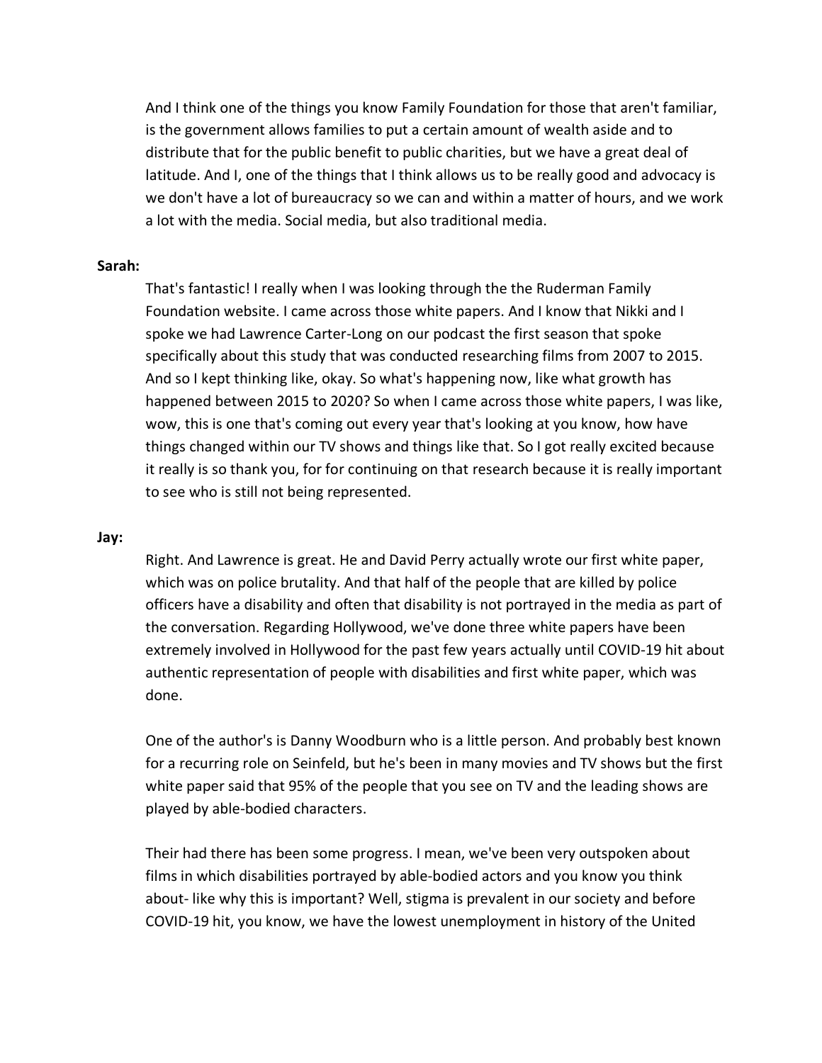And I think one of the things you know Family Foundation for those that aren't familiar, is the government allows families to put a certain amount of wealth aside and to distribute that for the public benefit to public charities, but we have a great deal of latitude. And I, one of the things that I think allows us to be really good and advocacy is we don't have a lot of bureaucracy so we can and within a matter of hours, and we work a lot with the media. Social media, but also traditional media.

**Sarah:**

That's fantastic! I really when I was looking through the the Ruderman Family Foundation website. I came across those white papers. And I know that Nikki and I spoke we had Lawrence Carter-Long on our podcast the first season that spoke specifically about this study that was conducted researching films from 2007 to 2015. And so I kept thinking like, okay. So what's happening now, like what growth has happened between 2015 to 2020? So when I came across those white papers, I was like, wow, this is one that's coming out every year that's looking at you know, how have things changed within our TV shows and things like that. So I got really excited because it really is so thank you, for for continuing on that research because it is really important to see who is still not being represented.

**Jay:**

Right. And Lawrence is great. He and David Perry actually wrote our first white paper, which was on police brutality. And that half of the people that are killed by police officers have a disability and often that disability is not portrayed in the media as part of the conversation. Regarding Hollywood, we've done three white papers have been extremely involved in Hollywood for the past few years actually until COVID-19 hit about authentic representation of people with disabilities and first white paper, which was done.

One of the author's is Danny Woodburn who is a little person. And probably best known for a recurring role on Seinfeld, but he's been in many movies and TV shows but the first white paper said that 95% of the people that you see on TV and the leading shows are played by able-bodied characters.

Their had there has been some progress. I mean, we've been very outspoken about films in which disabilities portrayed by able-bodied actors and you know you think about- like why this is important? Well, stigma is prevalent in our society and before COVID-19 hit, you know, we have the lowest unemployment in history of the United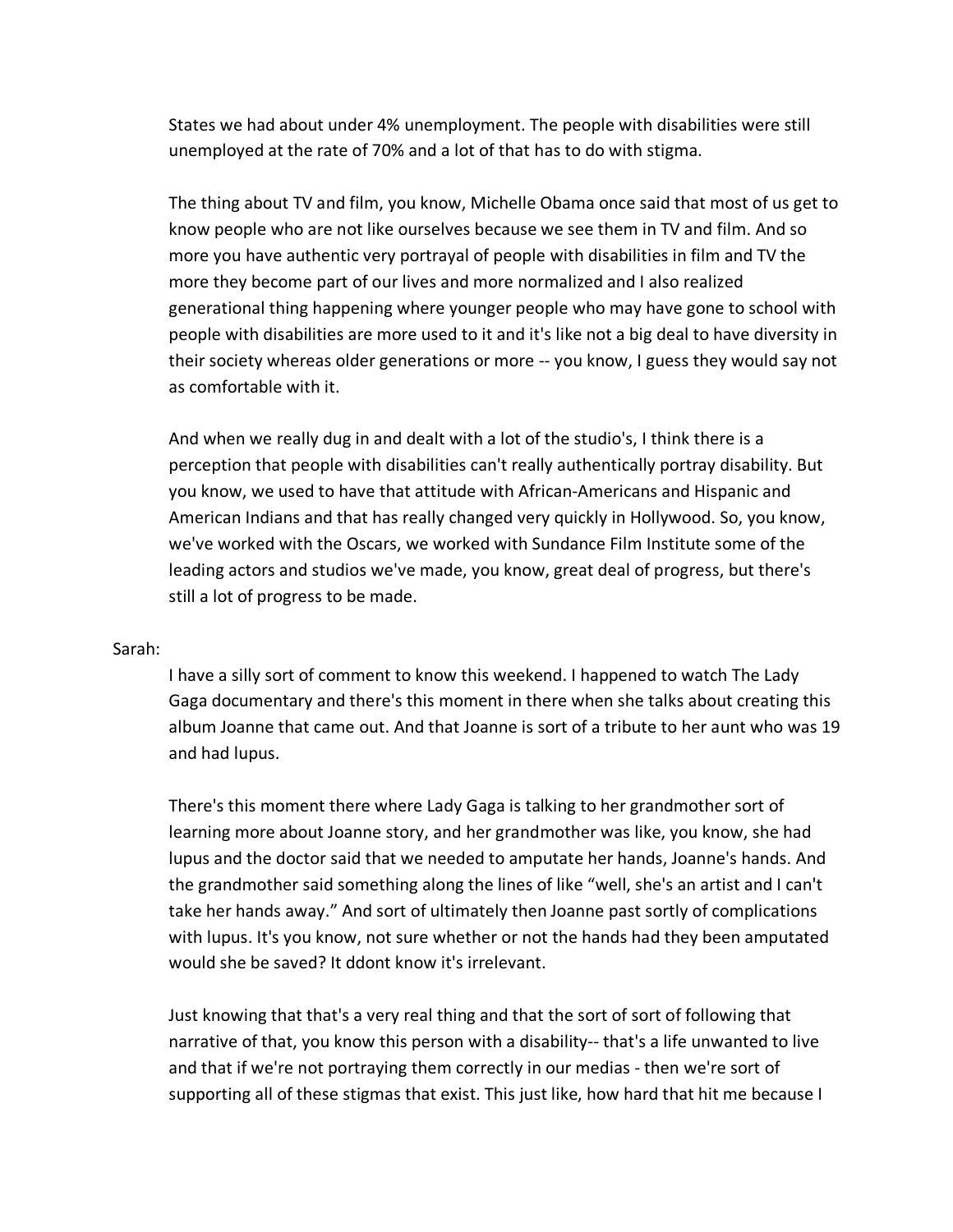States we had about under 4% unemployment. The people with disabilities were still unemployed at the rate of 70% and a lot of that has to do with stigma.

The thing about TV and film, you know, Michelle Obama once said that most of us get to know people who are not like ourselves because we see them in TV and film. And so more you have authentic very portrayal of people with disabilities in film and TV the more they become part of our lives and more normalized and I also realized generational thing happening where younger people who may have gone to school with people with disabilities are more used to it and it's like not a big deal to have diversity in their society whereas older generations or more -- you know, I guess they would say not as comfortable with it.

And when we really dug in and dealt with a lot of the studio's, I think there is a perception that people with disabilities can't really authentically portray disability. But you know, we used to have that attitude with African-Americans and Hispanic and American Indians and that has really changed very quickly in Hollywood. So, you know, we've worked with the Oscars, we worked with Sundance Film Institute some of the leading actors and studios we've made, you know, great deal of progress, but there's still a lot of progress to be made.

Sarah:

I have a silly sort of comment to know this weekend. I happened to watch The Lady Gaga documentary and there's this moment in there when she talks about creating this album Joanne that came out. And that Joanne is sort of a tribute to her aunt who was 19 and had lupus.

There's this moment there where Lady Gaga is talking to her grandmother sort of learning more about Joanne story, and her grandmother was like, you know, she had lupus and the doctor said that we needed to amputate her hands, Joanne's hands. And the grandmother said something along the lines of like "well, she's an artist and I can't take her hands away." And sort of ultimately then Joanne past sortly of complications with lupus. It's you know, not sure whether or not the hands had they been amputated would she be saved? It ddont know it's irrelevant.

Just knowing that that's a very real thing and that the sort of sort of following that narrative of that, you know this person with a disability-- that's a life unwanted to live and that if we're not portraying them correctly in our medias - then we're sort of supporting all of these stigmas that exist. This just like, how hard that hit me because I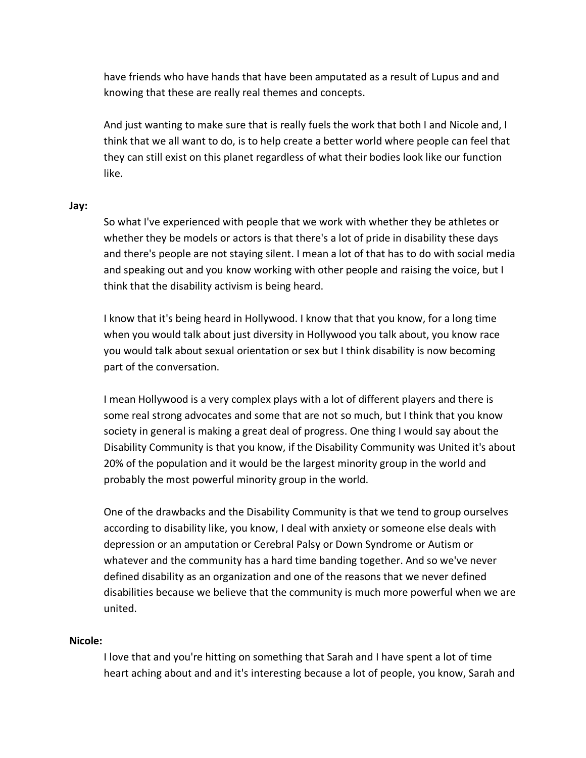have friends who have hands that have been amputated as a result of Lupus and and knowing that these are really real themes and concepts.

And just wanting to make sure that is really fuels the work that both I and Nicole and, I think that we all want to do, is to help create a better world where people can feel that they can still exist on this planet regardless of what their bodies look like our function like.

**Jay:**

So what I've experienced with people that we work with whether they be athletes or whether they be models or actors is that there's a lot of pride in disability these days and there's people are not staying silent. I mean a lot of that has to do with social media and speaking out and you know working with other people and raising the voice, but I think that the disability activism is being heard.

I know that it's being heard in Hollywood. I know that that you know, for a long time when you would talk about just diversity in Hollywood you talk about, you know race you would talk about sexual orientation or sex but I think disability is now becoming part of the conversation.

I mean Hollywood is a very complex plays with a lot of different players and there is some real strong advocates and some that are not so much, but I think that you know society in general is making a great deal of progress. One thing I would say about the Disability Community is that you know, if the Disability Community was United it's about 20% of the population and it would be the largest minority group in the world and probably the most powerful minority group in the world.

One of the drawbacks and the Disability Community is that we tend to group ourselves according to disability like, you know, I deal with anxiety or someone else deals with depression or an amputation or Cerebral Palsy or Down Syndrome or Autism or whatever and the community has a hard time banding together. And so we've never defined disability as an organization and one of the reasons that we never defined disabilities because we believe that the community is much more powerful when we are united.

**Nicole:**

I love that and you're hitting on something that Sarah and I have spent a lot of time heart aching about and and it's interesting because a lot of people, you know, Sarah and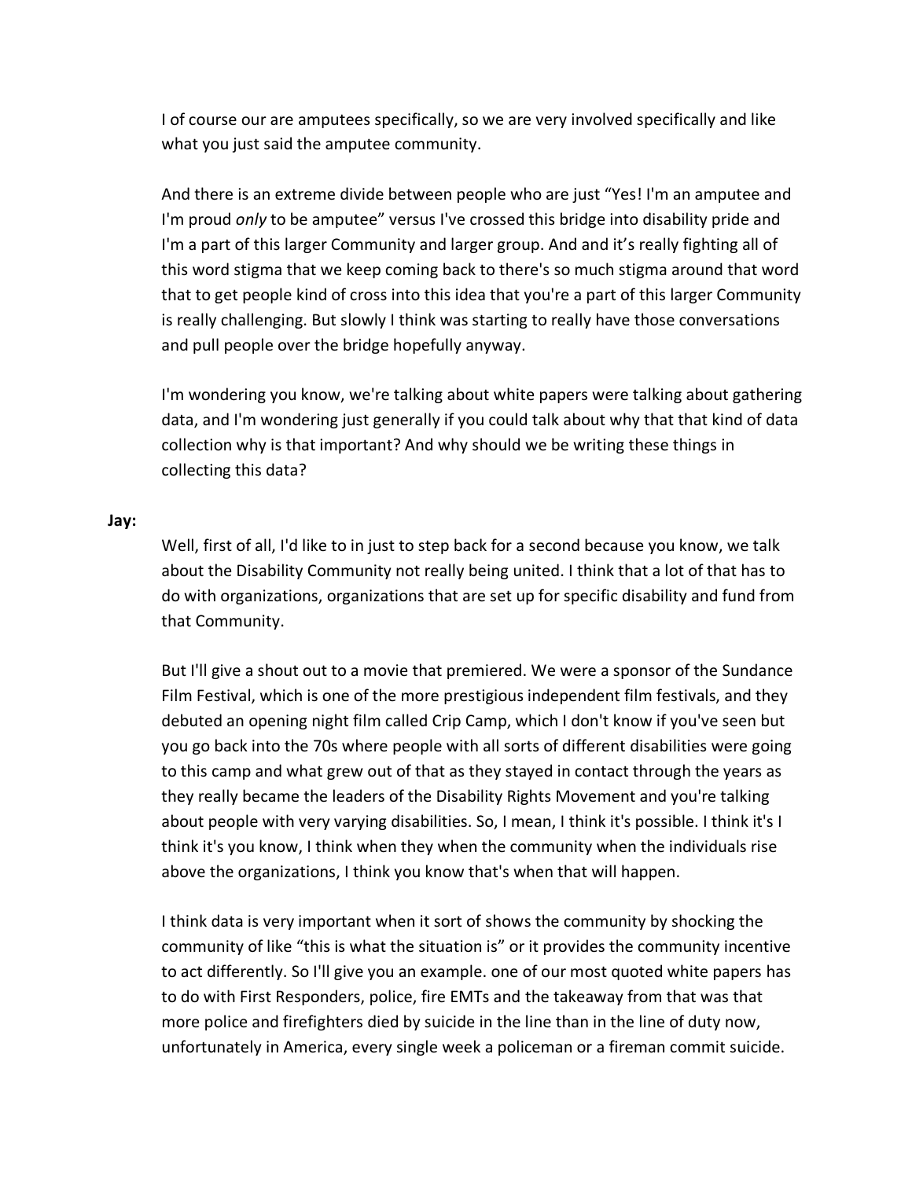I of course our are amputees specifically, so we are very involved specifically and like what you just said the amputee community.

And there is an extreme divide between people who are just "Yes! I'm an amputee and I'm proud *only* to be amputee" versus I've crossed this bridge into disability pride and I'm a part of this larger Community and larger group. And and it's really fighting all of this word stigma that we keep coming back to there's so much stigma around that word that to get people kind of cross into this idea that you're a part of this larger Community is really challenging. But slowly I think was starting to really have those conversations and pull people over the bridge hopefully anyway.

I'm wondering you know, we're talking about white papers were talking about gathering data, and I'm wondering just generally if you could talk about why that that kind of data collection why is that important? And why should we be writing these things in collecting this data?

**Jay:**

Well, first of all, I'd like to in just to step back for a second because you know, we talk about the Disability Community not really being united. I think that a lot of that has to do with organizations, organizations that are set up for specific disability and fund from that Community.

But I'll give a shout out to a movie that premiered. We were a sponsor of the Sundance Film Festival, which is one of the more prestigious independent film festivals, and they debuted an opening night film called Crip Camp, which I don't know if you've seen but you go back into the 70s where people with all sorts of different disabilities were going to this camp and what grew out of that as they stayed in contact through the years as they really became the leaders of the Disability Rights Movement and you're talking about people with very varying disabilities. So, I mean, I think it's possible. I think it's I think it's you know, I think when they when the community when the individuals rise above the organizations, I think you know that's when that will happen.

I think data is very important when it sort of shows the community by shocking the community of like "this is what the situation is" or it provides the community incentive to act differently. So I'll give you an example. one of our most quoted white papers has to do with First Responders, police, fire EMTs and the takeaway from that was that more police and firefighters died by suicide in the line than in the line of duty now, unfortunately in America, every single week a policeman or a fireman commit suicide.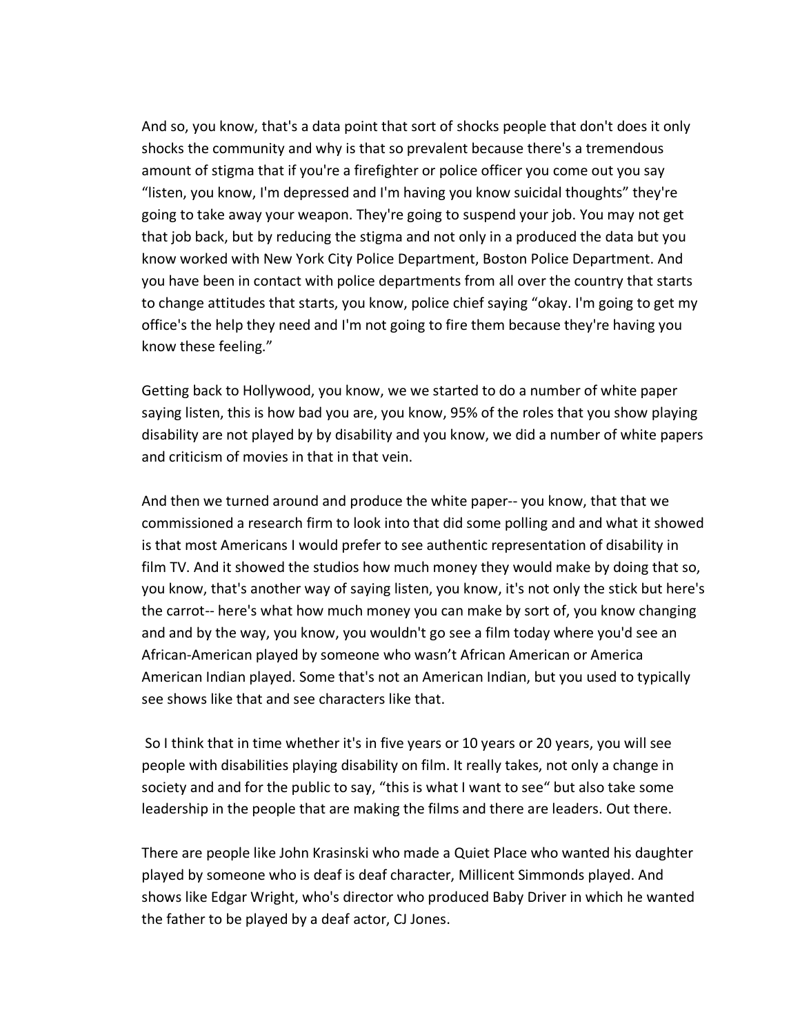And so, you know, that's a data point that sort of shocks people that don't does it only shocks the community and why is that so prevalent because there's a tremendous amount of stigma that if you're a firefighter or police officer you come out you say “listen, you know, I'm depressed and I'm having you know suicidal thoughts” they're going to take away your weapon. They're going to suspend your job. You may not get that job back, but by reducing the stigma and not only in a produced the data but you know worked with New York City Police Department, Boston Police Department. And you have been in contact with police departments from all over the country that starts to change attitudes that starts, you know, police chief saying “okay. I'm going to get my office's the help they need and I'm not going to fire them because they're having you know these feeling.”

Getting back to Hollywood, you know, we we started to do a number of white paper saying listen, this is how bad you are, you know, 95% of the roles that you show playing disability are not played by by disability and you know, we did a number of white papers and criticism of movies in that in that vein.

And then we turned around and produce the white paper-- you know, that that we commissioned a research firm to look into that did some polling and and what it showed is that most Americans I would prefer to see authentic representation of disability in film TV. And it showed the studios how much money they would make by doing that so, you know, that's another way of saying listen, you know, it's not only the stick but here's the carrot-- here's what how much money you can make by sort of, you know changing and and by the way, you know, you wouldn't go see a film today where you'd see an African-American played by someone who wasn't African American or America American Indian played. Some that's not an American Indian, but you used to typically see shows like that and see characters like that.

So I think that in time whether it's in five years or 10 years or 20 years, you will see people with disabilities playing disability on film. It really takes, not only a change in society and and for the public to say, “this is what I want to see“ but also take some leadership in the people that are making the films and there are leaders. Out there.

There are people like John Krasinski who made a Quiet Place who wanted his daughter played by someone who is deaf is deaf character, Millicent Simmonds played. And shows like Edgar Wright, who's director who produced Baby Driver in which he wanted the father to be played by a deaf actor, CJ Jones.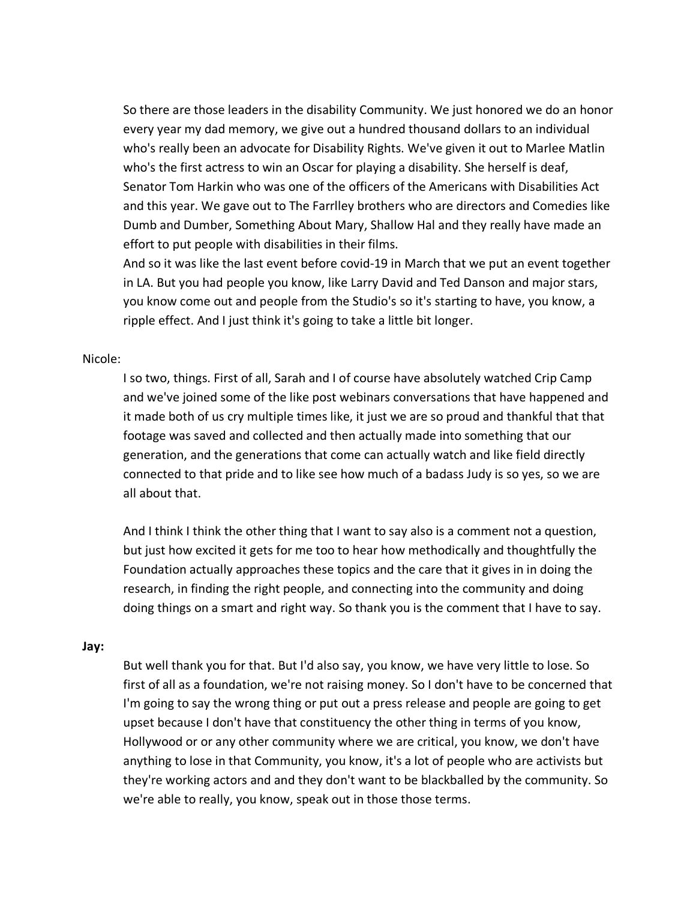So there are those leaders in the disability Community. We just honored we do an honor every year my dad memory, we give out a hundred thousand dollars to an individual who's really been an advocate for Disability Rights. We've given it out to Marlee Matlin who's the first actress to win an Oscar for playing a disability. She herself is deaf, Senator Tom Harkin who was one of the officers of the Americans with Disabilities Act and this year. We gave out to The Farrlley brothers who are directors and Comedies like Dumb and Dumber, Something About Mary, Shallow Hal and they really have made an effort to put people with disabilities in their films.

And so it was like the last event before covid-19 in March that we put an event together in LA. But you had people you know, like Larry David and Ted Danson and major stars, you know come out and people from the Studio's so it's starting to have, you know, a ripple effect. And I just think it's going to take a little bit longer.

Nicole:

I so two, things. First of all, Sarah and I of course have absolutely watched Crip Camp and we've joined some of the like post webinars conversations that have happened and it made both of us cry multiple times like, it just we are so proud and thankful that that footage was saved and collected and then actually made into something that our generation, and the generations that come can actually watch and like field directly connected to that pride and to like see how much of a badass Judy is so yes, so we are all about that.

And I think I think the other thing that I want to say also is a comment not a question, but just how excited it gets for me too to hear how methodically and thoughtfully the Foundation actually approaches these topics and the care that it gives in in doing the research, in finding the right people, and connecting into the community and doing doing things on a smart and right way. So thank you is the comment that I have to say.

**Jay:**

But well thank you for that. But I'd also say, you know, we have very little to lose. So first of all as a foundation, we're not raising money. So I don't have to be concerned that I'm going to say the wrong thing or put out a press release and people are going to get upset because I don't have that constituency the other thing in terms of you know, Hollywood or or any other community where we are critical, you know, we don't have anything to lose in that Community, you know, it's a lot of people who are activists but they're working actors and and they don't want to be blackballed by the community. So we're able to really, you know, speak out in those those terms.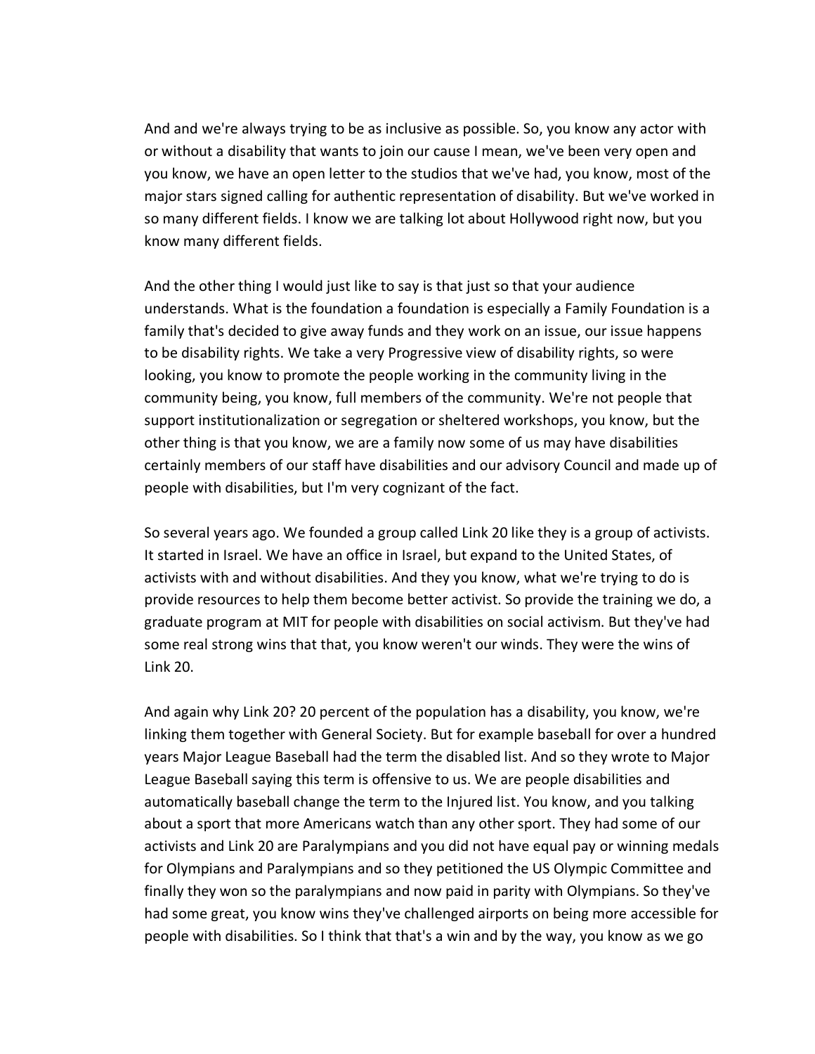And and we're always trying to be as inclusive as possible. So, you know any actor with or without a disability that wants to join our cause I mean, we've been very open and you know, we have an open letter to the studios that we've had, you know, most of the major stars signed calling for authentic representation of disability. But we've worked in so many different fields. I know we are talking lot about Hollywood right now, but you know many different fields.

And the other thing I would just like to say is that just so that your audience understands. What is the foundation a foundation is especially a Family Foundation is a family that's decided to give away funds and they work on an issue, our issue happens to be disability rights. We take a very Progressive view of disability rights, so were looking, you know to promote the people working in the community living in the community being, you know, full members of the community. We're not people that support institutionalization or segregation or sheltered workshops, you know, but the other thing is that you know, we are a family now some of us may have disabilities certainly members of our staff have disabilities and our advisory Council and made up of people with disabilities, but I'm very cognizant of the fact.

So several years ago. We founded a group called Link 20 like they is a group of activists. It started in Israel. We have an office in Israel, but expand to the United States, of activists with and without disabilities. And they you know, what we're trying to do is provide resources to help them become better activist. So provide the training we do, a graduate program at MIT for people with disabilities on social activism. But they've had some real strong wins that that, you know weren't our winds. They were the wins of Link 20.

And again why Link 20? 20 percent of the population has a disability, you know, we're linking them together with General Society. But for example baseball for over a hundred years Major League Baseball had the term the disabled list. And so they wrote to Major League Baseball saying this term is offensive to us. We are people disabilities and automatically baseball change the term to the Injured list. You know, and you talking about a sport that more Americans watch than any other sport. They had some of our activists and Link 20 are Paralympians and you did not have equal pay or winning medals for Olympians and Paralympians and so they petitioned the US Olympic Committee and finally they won so the paralympians and now paid in parity with Olympians. So they've had some great, you know wins they've challenged airports on being more accessible for people with disabilities. So I think that that's a win and by the way, you know as we go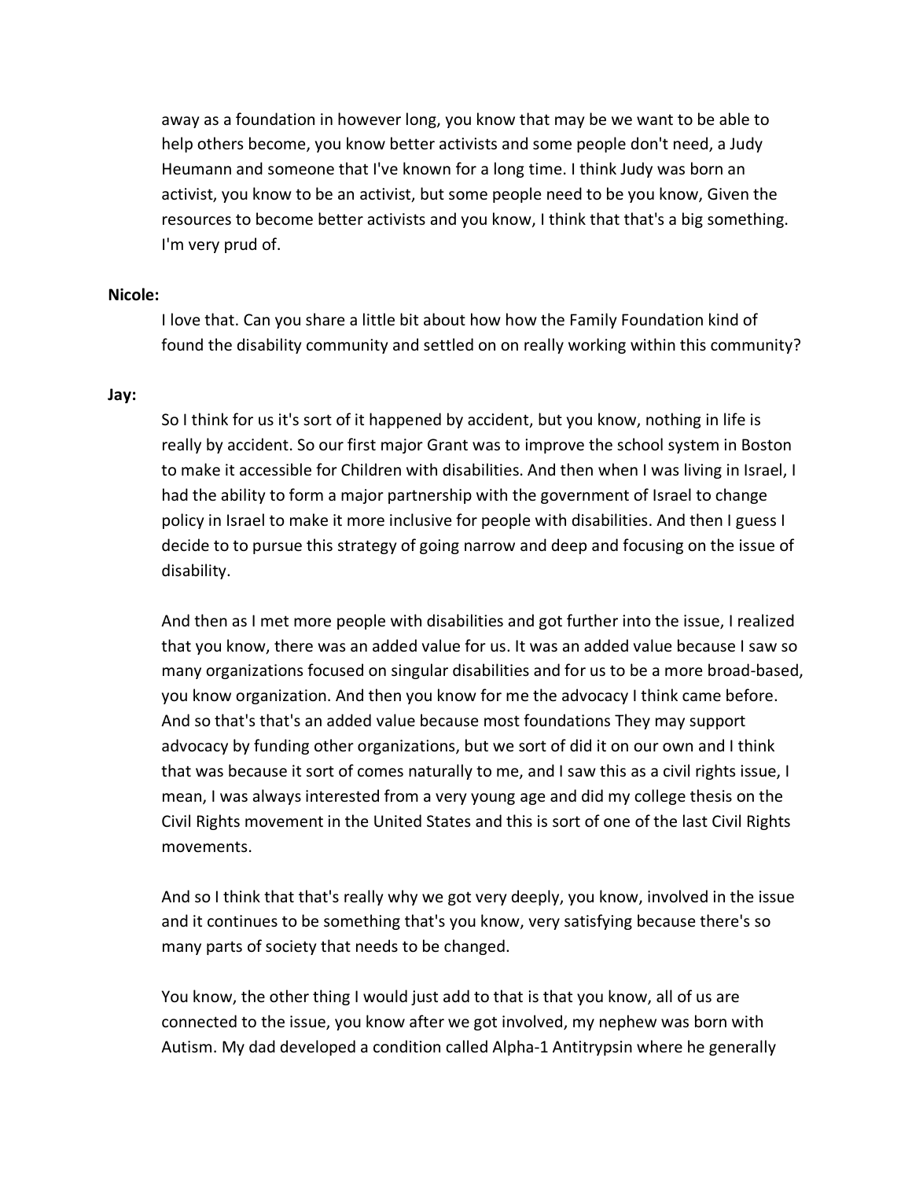away as a foundation in however long, you know that may be we want to be able to help others become, you know better activists and some people don't need, a Judy Heumann and someone that I've known for a long time. I think Judy was born an activist, you know to be an activist, but some people need to be you know, Given the resources to become better activists and you know, I think that that's a big something. I'm very prud of.

**Nicole:**

I love that. Can you share a little bit about how how the Family Foundation kind of found the disability community and settled on on really working within this community?

**Jay:**

So I think for us it's sort of it happened by accident, but you know, nothing in life is really by accident. So our first major Grant was to improve the school system in Boston to make it accessible for Children with disabilities. And then when I was living in Israel, I had the ability to form a major partnership with the government of Israel to change policy in Israel to make it more inclusive for people with disabilities. And then I guess I decide to to pursue this strategy of going narrow and deep and focusing on the issue of disability.

And then as I met more people with disabilities and got further into the issue, I realized that you know, there was an added value for us. It was an added value because I saw so many organizations focused on singular disabilities and for us to be a more broad-based, you know organization. And then you know for me the advocacy I think came before. And so that's that's an added value because most foundations They may support advocacy by funding other organizations, but we sort of did it on our own and I think that was because it sort of comes naturally to me, and I saw this as a civil rights issue, I mean, I was always interested from a very young age and did my college thesis on the Civil Rights movement in the United States and this is sort of one of the last Civil Rights movements.

And so I think that that's really why we got very deeply, you know, involved in the issue and it continues to be something that's you know, very satisfying because there's so many parts of society that needs to be changed.

You know, the other thing I would just add to that is that you know, all of us are connected to the issue, you know after we got involved, my nephew was born with Autism. My dad developed a condition called Alpha-1 Antitrypsin where he generally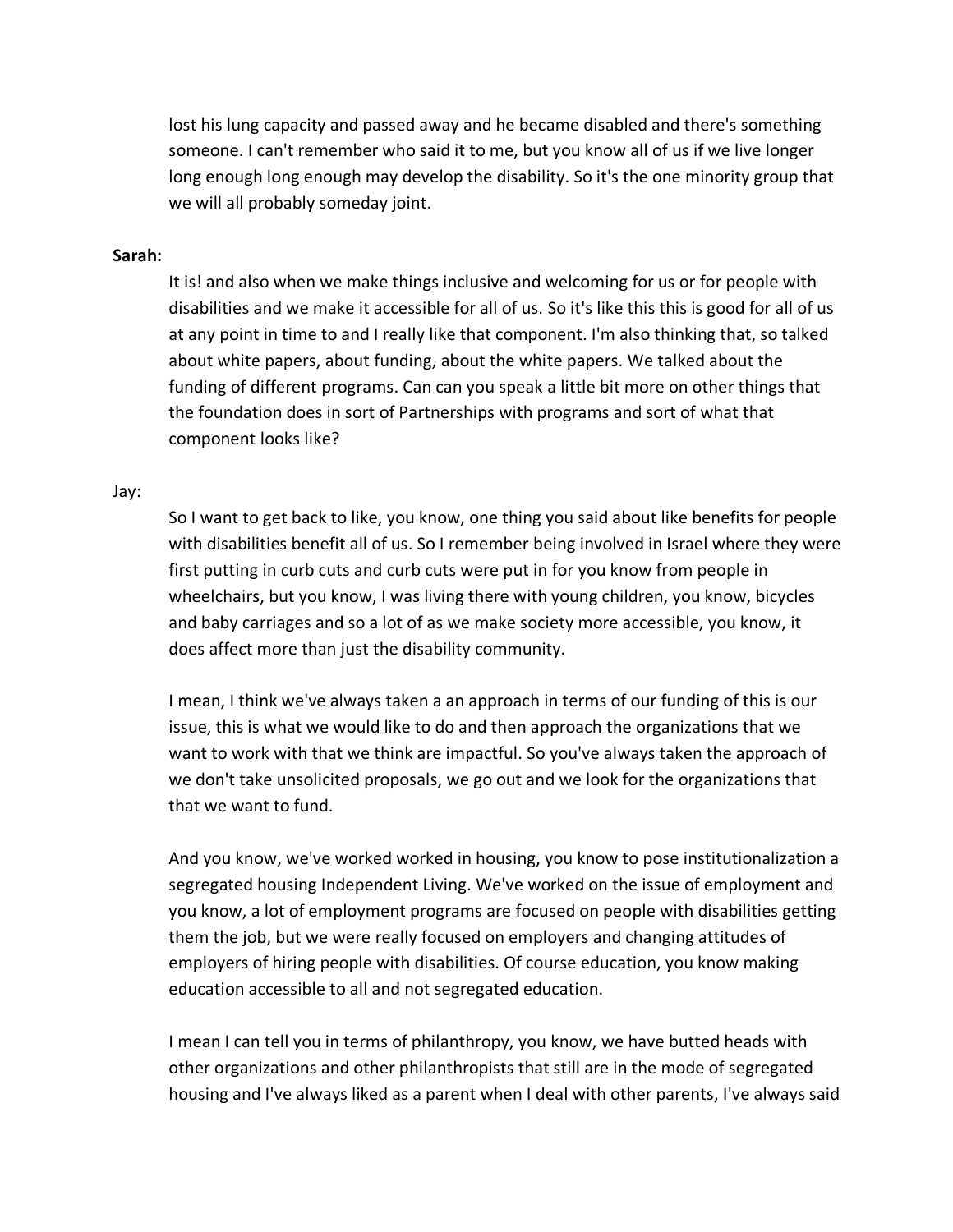lost his lung capacity and passed away and he became disabled and there's something someone. I can't remember who said it to me, but you know all of us if we live longer long enough long enough may develop the disability. So it's the one minority group that we will all probably someday joint.

**Sarah:**

It is! and also when we make things inclusive and welcoming for us or for people with disabilities and we make it accessible for all of us. So it's like this this is good for all of us at any point in time to and I really like that component. I'm also thinking that, so talked about white papers, about funding, about the white papers. We talked about the funding of different programs. Can can you speak a little bit more on other things that the foundation does in sort of Partnerships with programs and sort of what that component looks like?

Jay:

So I want to get back to like, you know, one thing you said about like benefits for people with disabilities benefit all of us. So I remember being involved in Israel where they were first putting in curb cuts and curb cuts were put in for you know from people in wheelchairs, but you know, I was living there with young children, you know, bicycles and baby carriages and so a lot of as we make society more accessible, you know, it does affect more than just the disability community.

I mean, I think we've always taken a an approach in terms of our funding of this is our issue, this is what we would like to do and then approach the organizations that we want to work with that we think are impactful. So you've always taken the approach of we don't take unsolicited proposals, we go out and we look for the organizations that that we want to fund.

And you know, we've worked worked in housing, you know to pose institutionalization a segregated housing Independent Living. We've worked on the issue of employment and you know, a lot of employment programs are focused on people with disabilities getting them the job, but we were really focused on employers and changing attitudes of employers of hiring people with disabilities. Of course education, you know making education accessible to all and not segregated education.

I mean I can tell you in terms of philanthropy, you know, we have butted heads with other organizations and other philanthropists that still are in the mode of segregated housing and I've always liked as a parent when I deal with other parents, I've always said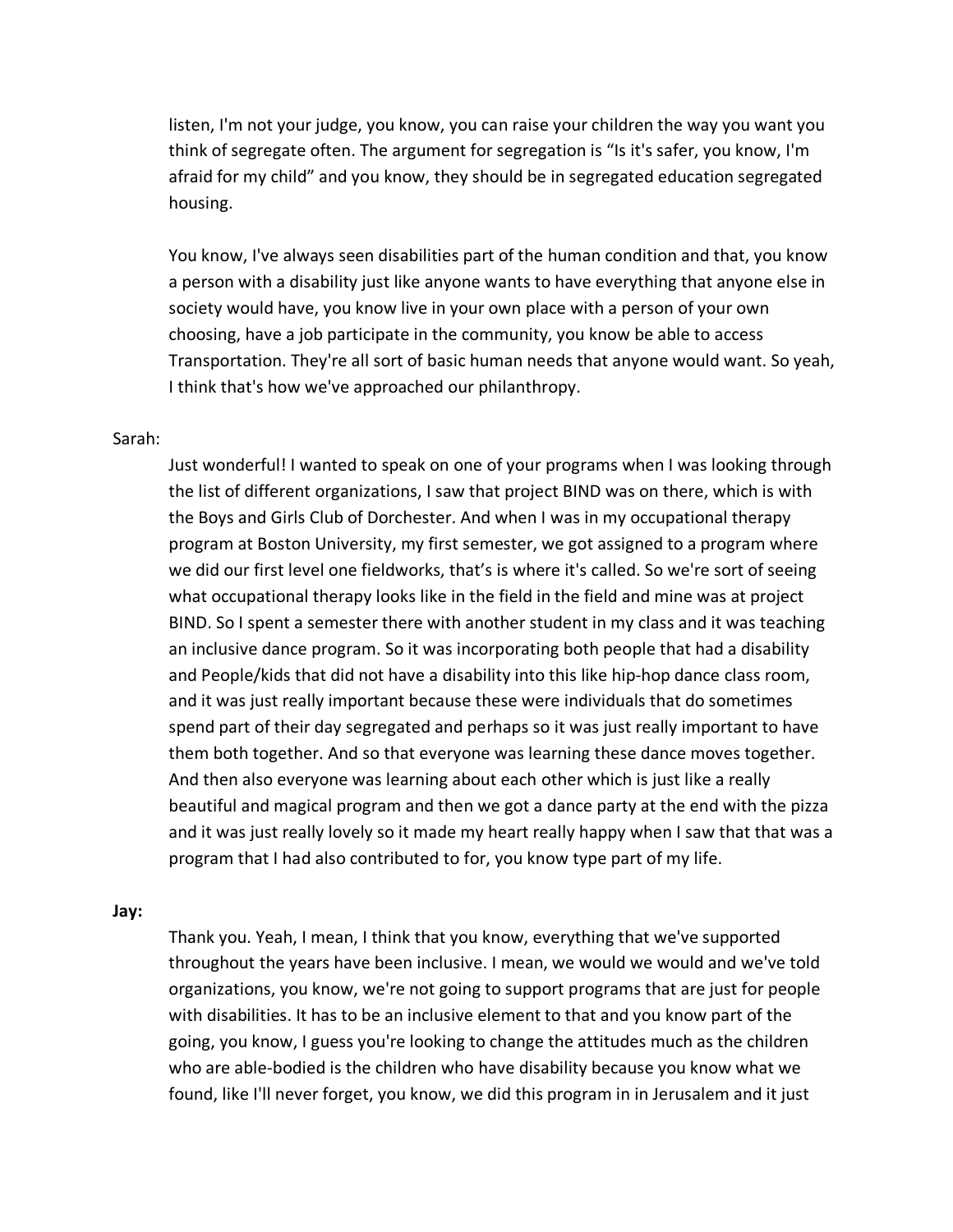listen, I'm not your judge, you know, you can raise your children the way you want you think of segregate often. The argument for segregation is “Is it's safer, you know, I'm afraid for my child” and you know, they should be in segregated education segregated housing.

You know, I've always seen disabilities part of the human condition and that, you know a person with a disability just like anyone wants to have everything that anyone else in society would have, you know live in your own place with a person of your own choosing, have a job participate in the community, you know be able to access Transportation. They're all sort of basic human needs that anyone would want. So yeah, I think that's how we've approached our philanthropy.

Sarah:

Just wonderful! I wanted to speak on one of your programs when I was looking through the list of different organizations, I saw that project BIND was on there, which is with the Boys and Girls Club of Dorchester. And when I was in my occupational therapy program at Boston University, my first semester, we got assigned to a program where we did our first level one fieldworks, that’s is where it's called. So we're sort of seeing what occupational therapy looks like in the field in the field and mine was at project BIND. So I spent a semester there with another student in my class and it was teaching an inclusive dance program. So it was incorporating both people that had a disability and People/kids that did not have a disability into this like hip-hop dance class room, and it was just really important because these were individuals that do sometimes spend part of their day segregated and perhaps so it was just really important to have them both together. And so that everyone was learning these dance moves together. And then also everyone was learning about each other which is just like a really beautiful and magical program and then we got a dance party at the end with the pizza and it was just really lovely so it made my heart really happy when I saw that that was a program that I had also contributed to for, you know type part of my life.

**Jay:**

Thank you. Yeah, I mean, I think that you know, everything that we've supported throughout the years have been inclusive. I mean, we would we would and we've told organizations, you know, we're not going to support programs that are just for people with disabilities. It has to be an inclusive element to that and you know part of the going, you know, I guess you're looking to change the attitudes much as the children who are able-bodied is the children who have disability because you know what we found, like I'll never forget, you know, we did this program in in Jerusalem and it just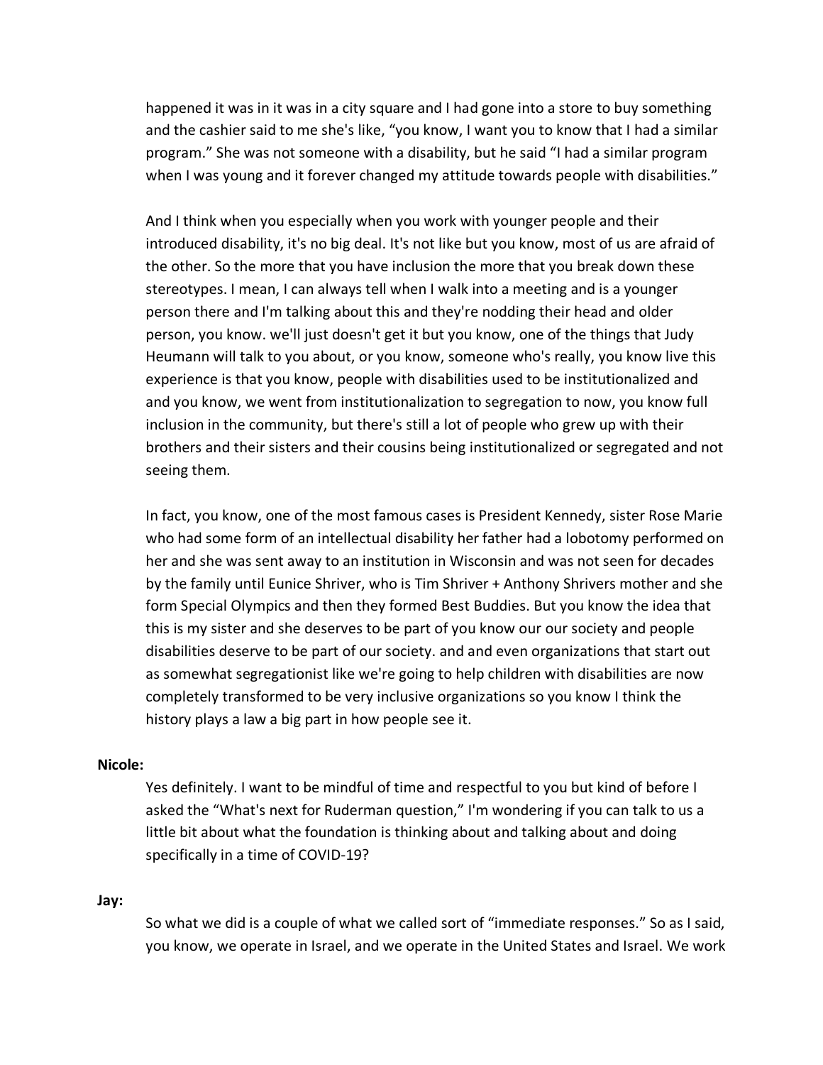happened it was in it was in a city square and I had gone into a store to buy something and the cashier said to me she's like, "you know, I want you to know that I had a similar program." She was not someone with a disability, but he said "I had a similar program when I was young and it forever changed my attitude towards people with disabilities."

And I think when you especially when you work with younger people and their introduced disability, it's no big deal. It's not like but you know, most of us are afraid of the other. So the more that you have inclusion the more that you break down these stereotypes. I mean, I can always tell when I walk into a meeting and is a younger person there and I'm talking about this and they're nodding their head and older person, you know. we'll just doesn't get it but you know, one of the things that Judy Heumann will talk to you about, or you know, someone who's really, you know live this experience is that you know, people with disabilities used to be institutionalized and and you know, we went from institutionalization to segregation to now, you know full inclusion in the community, but there's still a lot of people who grew up with their brothers and their sisters and their cousins being institutionalized or segregated and not seeing them.

In fact, you know, one of the most famous cases is President Kennedy, sister Rose Marie who had some form of an intellectual disability her father had a lobotomy performed on her and she was sent away to an institution in Wisconsin and was not seen for decades by the family until Eunice Shriver, who is Tim Shriver + Anthony Shrivers mother and she form Special Olympics and then they formed Best Buddies. But you know the idea that this is my sister and she deserves to be part of you know our our society and people disabilities deserve to be part of our society. and and even organizations that start out as somewhat segregationist like we're going to help children with disabilities are now completely transformed to be very inclusive organizations so you know I think the history plays a law a big part in how people see it.

**Nicole:**

Yes definitely. I want to be mindful of time and respectful to you but kind of before I asked the "What's next for Ruderman question," I'm wondering if you can talk to us a little bit about what the foundation is thinking about and talking about and doing specifically in a time of COVID-19?

**Jay:**

So what we did is a couple of what we called sort of "immediate responses." So as I said, you know, we operate in Israel, and we operate in the United States and Israel. We work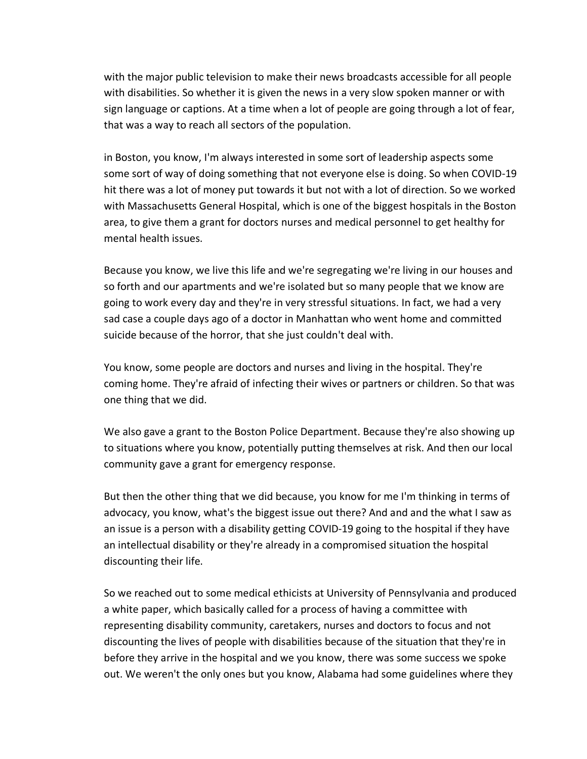with the major public television to make their news broadcasts accessible for all people with disabilities. So whether it is given the news in a very slow spoken manner or with sign language or captions. At a time when a lot of people are going through a lot of fear, that was a way to reach all sectors of the population.

in Boston, you know, I'm always interested in some sort of leadership aspects some some sort of way of doing something that not everyone else is doing. So when COVID-19 hit there was a lot of money put towards it but not with a lot of direction. So we worked with Massachusetts General Hospital, which is one of the biggest hospitals in the Boston area, to give them a grant for doctors nurses and medical personnel to get healthy for mental health issues.

Because you know, we live this life and we're segregating we're living in our houses and so forth and our apartments and we're isolated but so many people that we know are going to work every day and they're in very stressful situations. In fact, we had a very sad case a couple days ago of a doctor in Manhattan who went home and committed suicide because of the horror, that she just couldn't deal with.

You know, some people are doctors and nurses and living in the hospital. They're coming home. They're afraid of infecting their wives or partners or children. So that was one thing that we did.

We also gave a grant to the Boston Police Department. Because they're also showing up to situations where you know, potentially putting themselves at risk. And then our local community gave a grant for emergency response.

But then the other thing that we did because, you know for me I'm thinking in terms of advocacy, you know, what's the biggest issue out there? And and and the what I saw as an issue is a person with a disability getting COVID-19 going to the hospital if they have an intellectual disability or they're already in a compromised situation the hospital discounting their life.

So we reached out to some medical ethicists at University of Pennsylvania and produced a white paper, which basically called for a process of having a committee with representing disability community, caretakers, nurses and doctors to focus and not discounting the lives of people with disabilities because of the situation that they're in before they arrive in the hospital and we you know, there was some success we spoke out. We weren't the only ones but you know, Alabama had some guidelines where they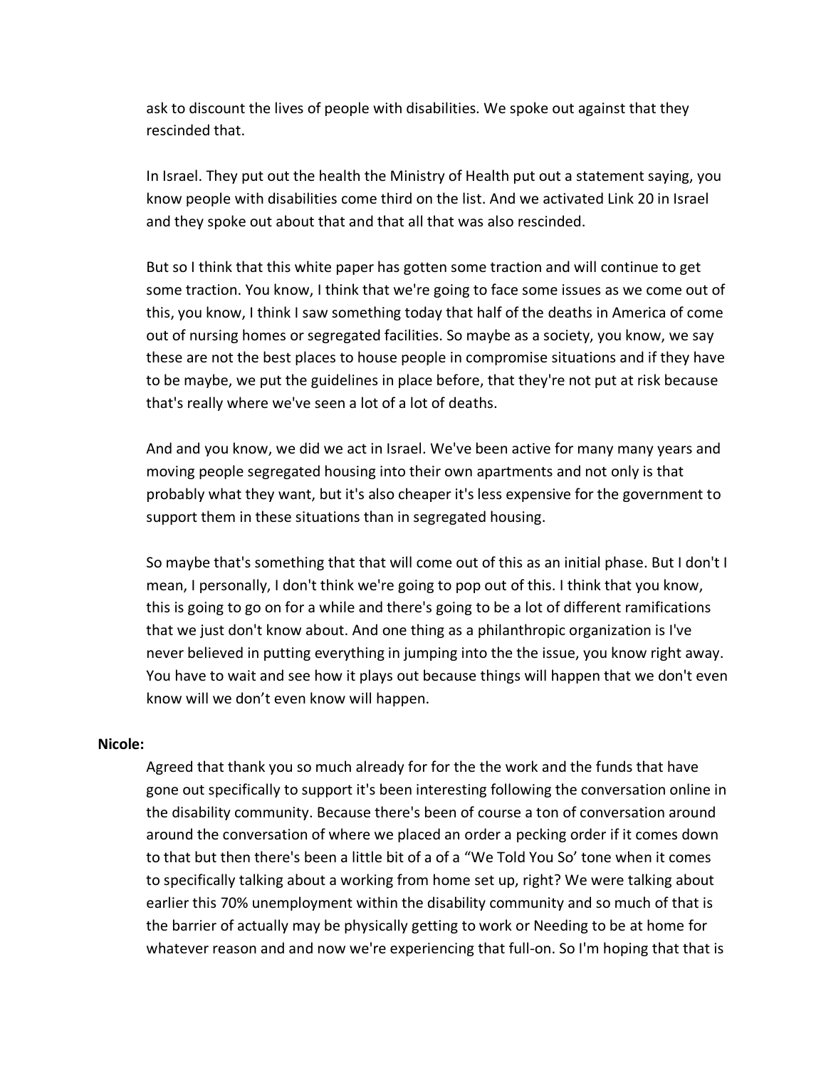ask to discount the lives of people with disabilities. We spoke out against that they rescinded that.

In Israel. They put out the health the Ministry of Health put out a statement saying, you know people with disabilities come third on the list. And we activated Link 20 in Israel and they spoke out about that and that all that was also rescinded.

But so I think that this white paper has gotten some traction and will continue to get some traction. You know, I think that we're going to face some issues as we come out of this, you know, I think I saw something today that half of the deaths in America of come out of nursing homes or segregated facilities. So maybe as a society, you know, we say these are not the best places to house people in compromise situations and if they have to be maybe, we put the guidelines in place before, that they're not put at risk because that's really where we've seen a lot of a lot of deaths.

And and you know, we did we act in Israel. We've been active for many many years and moving people segregated housing into their own apartments and not only is that probably what they want, but it's also cheaper it's less expensive for the government to support them in these situations than in segregated housing.

So maybe that's something that that will come out of this as an initial phase. But I don't I mean, I personally, I don't think we're going to pop out of this. I think that you know, this is going to go on for a while and there's going to be a lot of different ramifications that we just don't know about. And one thing as a philanthropic organization is I've never believed in putting everything in jumping into the the issue, you know right away. You have to wait and see how it plays out because things will happen that we don't even know will we don’t even know will happen.

**Nicole:**

Agreed that thank you so much already for for the the work and the funds that have gone out specifically to support it's been interesting following the conversation online in the disability community. Because there's been of course a ton of conversation around around the conversation of where we placed an order a pecking order if it comes down to that but then there's been a little bit of a of a “We Told You So’ tone when it comes to specifically talking about a working from home set up, right? We were talking about earlier this 70% unemployment within the disability community and so much of that is the barrier of actually may be physically getting to work or Needing to be at home for whatever reason and and now we're experiencing that full-on. So I'm hoping that that is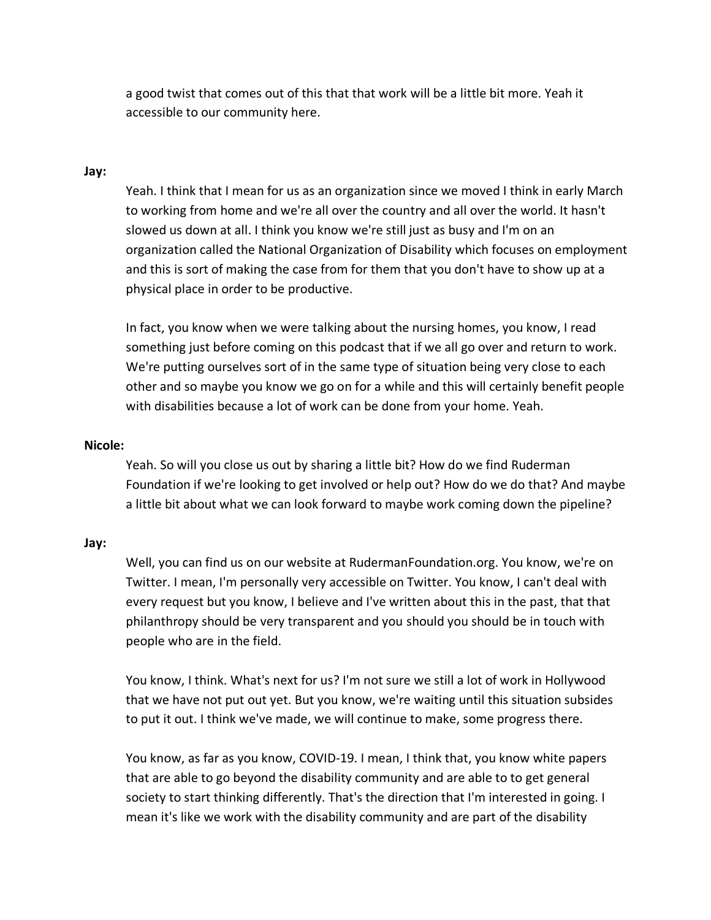a good twist that comes out of this that that work will be a little bit more. Yeah it accessible to our community here.

**Jay:**

Yeah. I think that I mean for us as an organization since we moved I think in early March to working from home and we're all over the country and all over the world. It hasn't slowed us down at all. I think you know we're still just as busy and I'm on an organization called the National Organization of Disability which focuses on employment and this is sort of making the case from for them that you don't have to show up at a physical place in order to be productive.

In fact, you know when we were talking about the nursing homes, you know, I read something just before coming on this podcast that if we all go over and return to work. We're putting ourselves sort of in the same type of situation being very close to each other and so maybe you know we go on for a while and this will certainly benefit people with disabilities because a lot of work can be done from your home. Yeah.

**Nicole:**

Yeah. So will you close us out by sharing a little bit? How do we find Ruderman Foundation if we're looking to get involved or help out? How do we do that? And maybe a little bit about what we can look forward to maybe work coming down the pipeline?

**Jay:**

Well, you can find us on our website at RudermanFoundation.org. You know, we're on Twitter. I mean, I'm personally very accessible on Twitter. You know, I can't deal with every request but you know, I believe and I've written about this in the past, that that philanthropy should be very transparent and you should you should be in touch with people who are in the field.

You know, I think. What's next for us? I'm not sure we still a lot of work in Hollywood that we have not put out yet. But you know, we're waiting until this situation subsides to put it out. I think we've made, we will continue to make, some progress there.

You know, as far as you know, COVID-19. I mean, I think that, you know white papers that are able to go beyond the disability community and are able to to get general society to start thinking differently. That's the direction that I'm interested in going. I mean it's like we work with the disability community and are part of the disability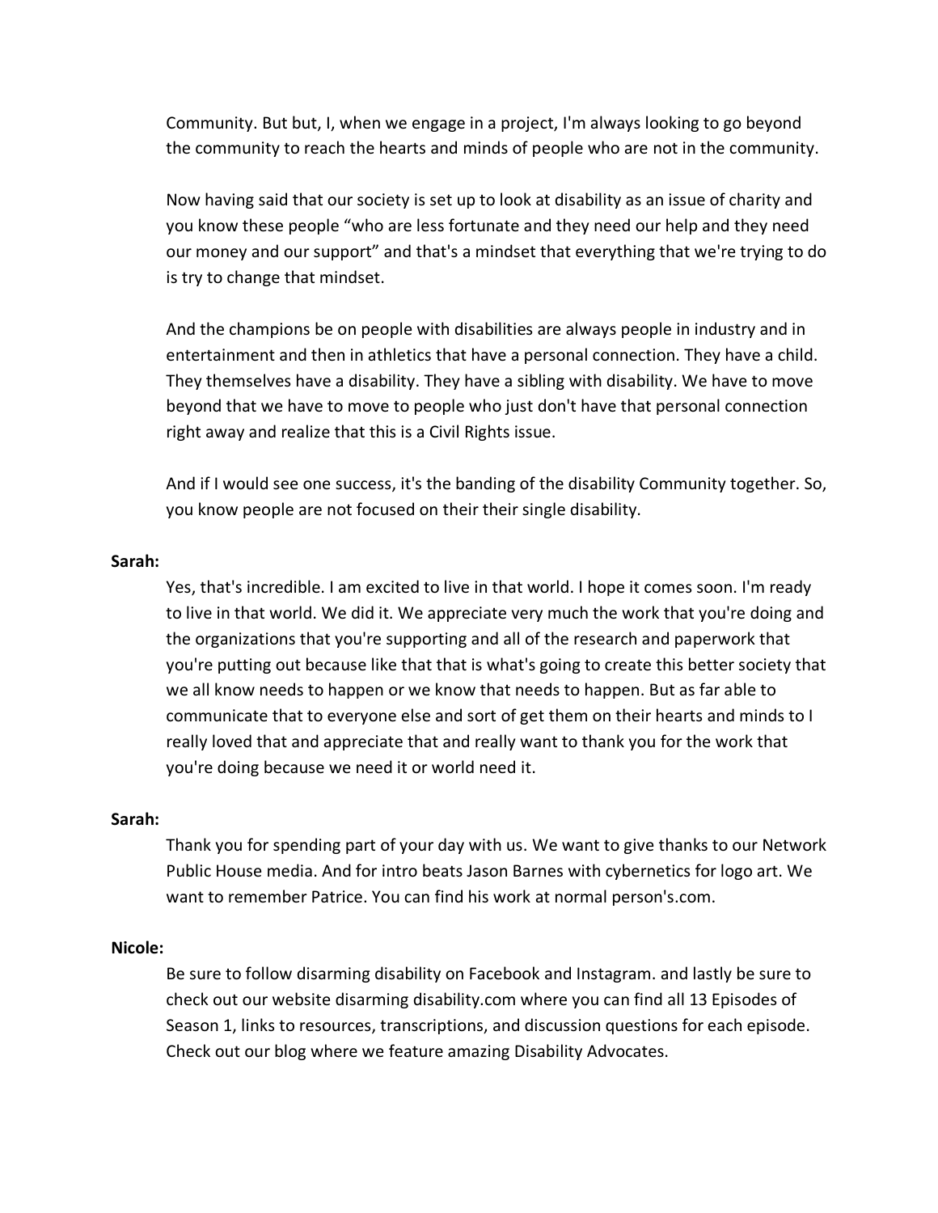Community. But but, I, when we engage in a project, I'm always looking to go beyond the community to reach the hearts and minds of people who are not in the community.

Now having said that our society is set up to look at disability as an issue of charity and you know these people "who are less fortunate and they need our help and they need our money and our support" and that's a mindset that everything that we're trying to do is try to change that mindset.

And the champions be on people with disabilities are always people in industry and in entertainment and then in athletics that have a personal connection. They have a child. They themselves have a disability. They have a sibling with disability. We have to move beyond that we have to move to people who just don't have that personal connection right away and realize that this is a Civil Rights issue.

And if I would see one success, it's the banding of the disability Community together. So, you know people are not focused on their their single disability.

**Sarah:**

Yes, that's incredible. I am excited to live in that world. I hope it comes soon. I'm ready to live in that world. We did it. We appreciate very much the work that you're doing and the organizations that you're supporting and all of the research and paperwork that you're putting out because like that that is what's going to create this better society that we all know needs to happen or we know that needs to happen. But as far able to communicate that to everyone else and sort of get them on their hearts and minds to I really loved that and appreciate that and really want to thank you for the work that you're doing because we need it or world need it.

**Sarah:**

Thank you for spending part of your day with us. We want to give thanks to our Network Public House media. And for intro beats Jason Barnes with cybernetics for logo art. We want to remember Patrice. You can find his work at normal person's.com.

**Nicole:**

Be sure to follow disarming disability on Facebook and Instagram. and lastly be sure to check out our website disarming disability.com where you can find all 13 Episodes of Season 1, links to resources, transcriptions, and discussion questions for each episode. Check out our blog where we feature amazing Disability Advocates.